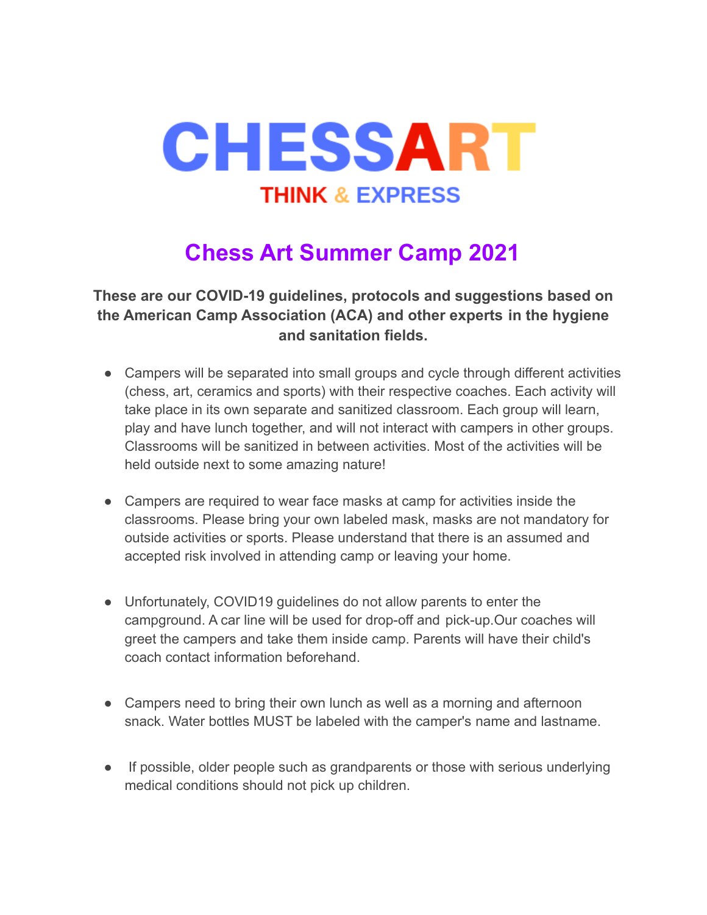# CHESSART

THINK & EXPRESS

## Chess Art Summer Camp 2021

**These are our COVID-19 guidelines, protocols and suggestions based on the American Camp Association (ACA) and other experts in the hygiene and sanitation fields.**

- Campers will be separated into small groups and cycle through different activities (chess, art, ceramics and sports) with their respective coaches. Each activity will take place in its own separate and sanitized classroom. Each group will learn, play and have lunch together, and will not interact with campers in other groups. Classrooms will be sanitized in between activities. Most of the activities will be held outside next to some amazing nature!

- Campers are required to wear face masks at camp for activities inside the classrooms. Please bring your own labeled mask, masks are not mandatory for outside activities or sports. Please understand that there is an assumed and accepted risk involved in attending camp or leaving your home.

- Unfortunately, COVID19 guidelines do not allow parents to enter the campground. A car line will be used for drop-off and pick-up.Our coaches will greet the campers and take them inside camp. Parents will have their child's coach contact information beforehand.

- Campers need to bring their own lunch as well as a morning and afternoon snack. Water bottles MUST be labeled with the camper's name and lastname.

- If possible, older people such as grandparents or those with serious underlying medical conditions should not pick up children.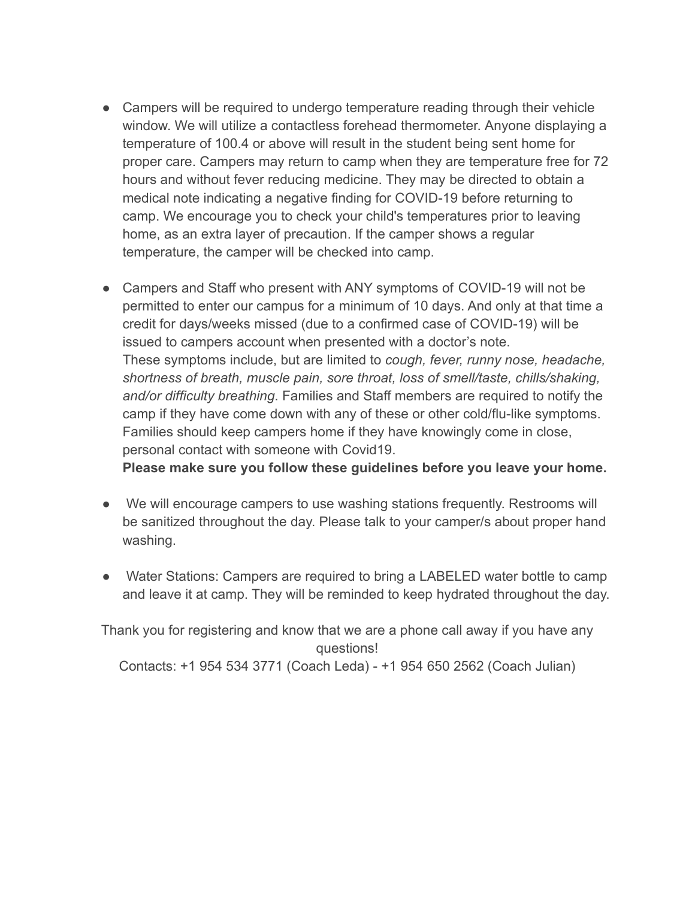- Campers will be required to undergo temperature reading through their vehicle window. We will utilize a contactless forehead thermometer. Anyone displaying a temperature of 100.4 or above will result in the student being sent home for proper care. Campers may return to camp when they are temperature free for 72 hours and without fever reducing medicine. They may be directed to obtain a medical note indicating a negative finding for COVID-19 before returning to camp. We encourage you to check your child's temperatures prior to leaving home, as an extra layer of precaution. If the camper shows a regular temperature, the camper will be checked into camp.

- Campers and Staff who present with ANY symptoms of COVID-19 will not be permitted to enter our campus for a minimum of 10 days. And only at that time a credit for days/weeks missed (due to a confirmed case of COVID-19) will be issued to campers account when presented with a doctor's note.
  These symptoms include, but are limited to *cough, fever, runny nose, headache, shortness of breath, muscle pain, sore throat, loss of smell/taste, chills/shaking, and/or difficulty breathing*. Families and Staff members are required to notify the camp if they have come down with any of these or other cold/flu-like symptoms. Families should keep campers home if they have knowingly come in close, personal contact with someone with Covid19.
  **Please make sure you follow these guidelines before you leave your home.**

- We will encourage campers to use washing stations frequently. Restrooms will be sanitized throughout the day. Please talk to your camper/s about proper hand washing.

- Water Stations: Campers are required to bring a LABELED water bottle to camp and leave it at camp. They will be reminded to keep hydrated throughout the day.

Thank you for registering and know that we are a phone call away if you have any questions!

Contacts: +1 954 534 3771 (Coach Leda) - +1 954 650 2562 (Coach Julian)